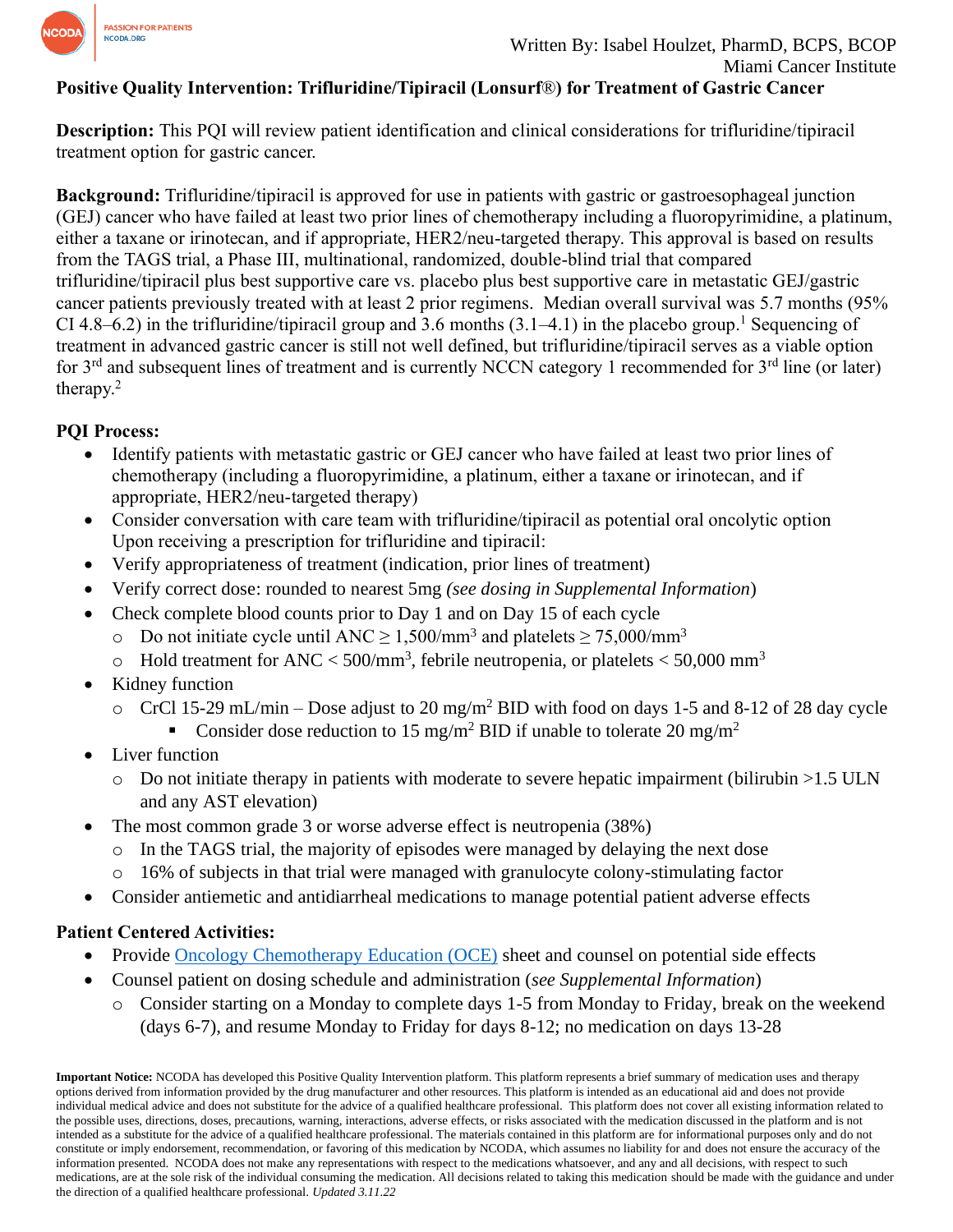Written By: Isabel Houlzet, PharmD, BCPS, BCOP
Miami Cancer Institute

**Positive Quality Intervention: Trifluridine/Tipiracil (Lonsurf®) for Treatment of Gastric Cancer**

**Description:** This PQI will review patient identification and clinical considerations for trifluridine/tipiracil treatment option for gastric cancer.

**Background:** Trifluridine/tipiracil is approved for use in patients with gastric or gastroesophageal junction (GEJ) cancer who have failed at least two prior lines of chemotherapy including a fluoropyrimidine, a platinum, either a taxane or irinotecan, and if appropriate, HER2/neu-targeted therapy. This approval is based on results from the TAGS trial, a Phase III, multinational, randomized, double-blind trial that compared trifluridine/tipiracil plus best supportive care vs. placebo plus best supportive care in metastatic GEJ/gastric cancer patients previously treated with at least 2 prior regimens. Median overall survival was 5.7 months (95% CI 4.8–6.2) in the trifluridine/tipiracil group and 3.6 months (3.1–4.1) in the placebo group.[1] Sequencing of treatment in advanced gastric cancer is still not well defined, but trifluridine/tipiracil serves as a viable option for 3rd and subsequent lines of treatment and is currently NCCN category 1 recommended for 3rd line (or later) therapy.[2]

**PQI Process:**

- Identify patients with metastatic gastric or GEJ cancer who have failed at least two prior lines of chemotherapy (including a fluoropyrimidine, a platinum, either a taxane or irinotecan, and if appropriate, HER2/neu-targeted therapy)
- Consider conversation with care team with trifluridine/tipiracil as potential oral oncolytic option Upon receiving a prescription for trifluridine and tipiracil:
- Verify appropriateness of treatment (indication, prior lines of treatment)
- Verify correct dose: rounded to nearest 5mg *(see dosing in Supplemental Information)*
- Check complete blood counts prior to Day 1 and on Day 15 of each cycle
  - Do not initiate cycle until ANC $\geq$ 1,500/mm$^3$ and platelets $\geq$ 75,000/mm$^3$
  - Hold treatment for ANC < 500/mm$^3$, febrile neutropenia, or platelets < 50,000 mm$^3$
- Kidney function
  - CrCl 15-29 mL/min – Dose adjust to 20 mg/m$^2$ BID with food on days 1-5 and 8-12 of 28 day cycle
    - Consider dose reduction to 15 mg/m$^2$ BID if unable to tolerate 20 mg/m$^2$
- Liver function
  - Do not initiate therapy in patients with moderate to severe hepatic impairment (bilirubin >1.5 ULN and any AST elevation)
- The most common grade 3 or worse adverse effect is neutropenia (38%)
  - In the TAGS trial, the majority of episodes were managed by delaying the next dose
  - 16% of subjects in that trial were managed with granulocyte colony-stimulating factor
- Consider antiemetic and antidiarrheal medications to manage potential patient adverse effects

**Patient Centered Activities:**

- Provide Oncology Chemotherapy Education (OCE) sheet and counsel on potential side effects
- Counsel patient on dosing schedule and administration (*see Supplemental Information*)
  - Consider starting on a Monday to complete days 1-5 from Monday to Friday, break on the weekend (days 6-7), and resume Monday to Friday for days 8-12; no medication on days 13-28

**Important Notice:** NCODA has developed this Positive Quality Intervention platform. This platform represents a brief summary of medication uses and therapy options derived from information provided by the drug manufacturer and other resources. This platform is intended as an educational aid and does not provide individual medical advice and does not substitute for the advice of a qualified healthcare professional. This platform does not cover all existing information related to the possible uses, directions, doses, precautions, warning, interactions, adverse effects, or risks associated with the medication discussed in the platform and is not intended as a substitute for the advice of a qualified healthcare professional. The materials contained in this platform are for informational purposes only and do not constitute or imply endorsement, recommendation, or favoring of this medication by NCODA, which assumes no liability for and does not ensure the accuracy of the information presented. NCODA does not make any representations with respect to the medications whatsoever, and any and all decisions, with respect to such medications, are at the sole risk of the individual consuming the medication. All decisions related to taking this medication should be made with the guidance and under the direction of a qualified healthcare professional. *Updated 3.11.22*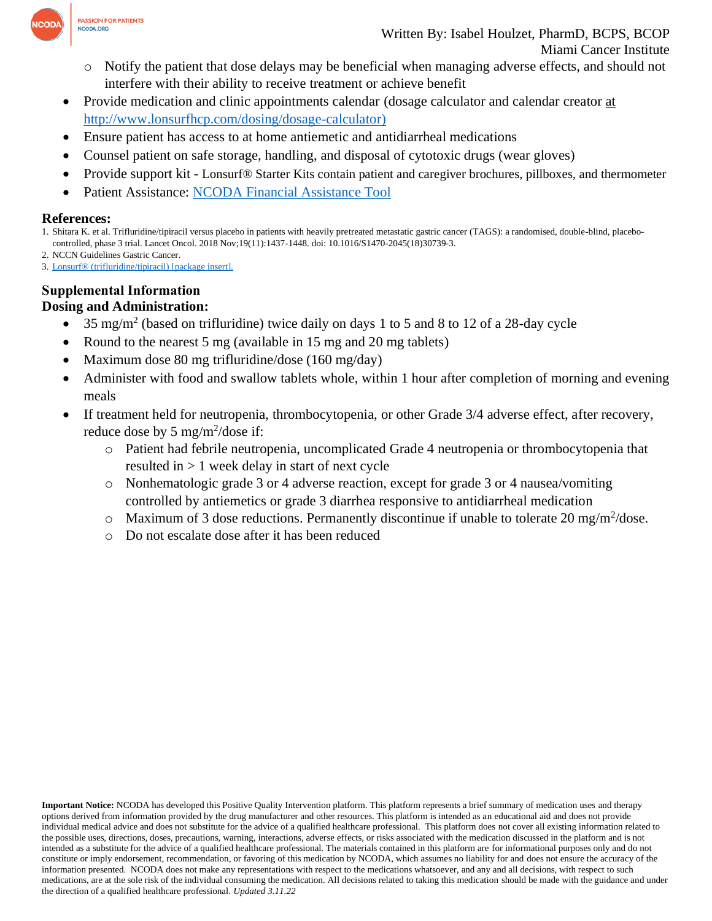- Notify the patient that dose delays may be beneficial when managing adverse effects, and should not interfere with their ability to receive treatment or achieve benefit

- Provide medication and clinic appointments calendar (dosage calculator and calendar creator at [http://www.lonsurfhcp.com/dosing/dosage-calculator)](http://www.lonsurfhcp.com/dosing/dosage-calculator)
- Ensure patient has access to at home antiemetic and antidiarrheal medications
- Counsel patient on safe storage, handling, and disposal of cytotoxic drugs (wear gloves)
- Provide support kit - Lonsurf® Starter Kits contain patient and caregiver brochures, pillboxes, and thermometer
- Patient Assistance: NCODA Financial Assistance Tool

## References:

1. Shitara K. et al. Trifluridine/tipiracil versus placebo in patients with heavily pretreated metastatic gastric cancer (TAGS): a randomised, double-blind, placebo-controlled, phase 3 trial. Lancet Oncol. 2018 Nov;19(11):1437-1448. doi: 10.1016/S1470-2045(18)30739-3.
2. NCCN Guidelines Gastric Cancer.
3. Lonsurf® (trifluridine/tipiracil) [package insert].

## Supplemental Information

## Dosing and Administration:

- 35 mg/m$^2$ (based on trifluridine) twice daily on days 1 to 5 and 8 to 12 of a 28-day cycle
- Round to the nearest 5 mg (available in 15 mg and 20 mg tablets)
- Maximum dose 80 mg trifluridine/dose (160 mg/day)
- Administer with food and swallow tablets whole, within 1 hour after completion of morning and evening meals
- If treatment held for neutropenia, thrombocytopenia, or other Grade 3/4 adverse effect, after recovery, reduce dose by 5 mg/m$^2$/dose if:
  - Patient had febrile neutropenia, uncomplicated Grade 4 neutropenia or thrombocytopenia that resulted in > 1 week delay in start of next cycle
  - Nonhematologic grade 3 or 4 adverse reaction, except for grade 3 or 4 nausea/vomiting controlled by antiemetics or grade 3 diarrhea responsive to antidiarrheal medication
  - Maximum of 3 dose reductions. Permanently discontinue if unable to tolerate 20 mg/m$^2$/dose.
  - Do not escalate dose after it has been reduced

**Important Notice:** NCODA has developed this Positive Quality Intervention platform. This platform represents a brief summary of medication uses and therapy options derived from information provided by the drug manufacturer and other resources. This platform is intended as an educational aid and does not provide individual medical advice and does not substitute for the advice of a qualified healthcare professional. This platform does not cover all existing information related to the possible uses, directions, doses, precautions, warning, interactions, adverse effects, or risks associated with the medication discussed in the platform and is not intended as a substitute for the advice of a qualified healthcare professional. The materials contained in this platform are for informational purposes only and do not constitute or imply endorsement, recommendation, or favoring of this medication by NCODA, which assumes no liability for and does not ensure the accuracy of the information presented. NCODA does not make any representations with respect to the medications whatsoever, and any and all decisions, with respect to such medications, are at the sole risk of the individual consuming the medication. All decisions related to taking this medication should be made with the guidance and under the direction of a qualified healthcare professional. *Updated 3.11.22*